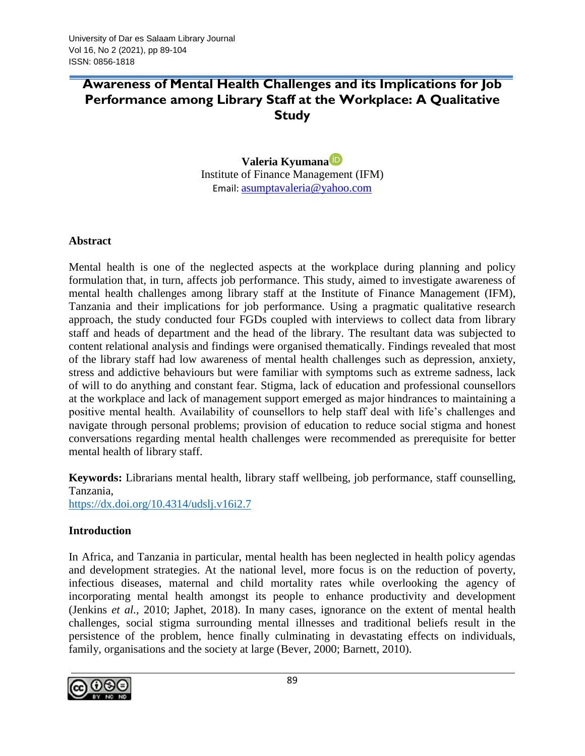# Awareness of Mental Health Challenges and its Implications for Job Performance among Library Staff at the Workplace: A Qualitative Study

**Valeria Kyumana**
Institute of Finance Management (IFM)
Email: asumptavaleria@yahoo.com

## Abstract

Mental health is one of the neglected aspects at the workplace during planning and policy formulation that, in turn, affects job performance. This study, aimed to investigate awareness of mental health challenges among library staff at the Institute of Finance Management (IFM), Tanzania and their implications for job performance. Using a pragmatic qualitative research approach, the study conducted four FGDs coupled with interviews to collect data from library staff and heads of department and the head of the library. The resultant data was subjected to content relational analysis and findings were organised thematically. Findings revealed that most of the library staff had low awareness of mental health challenges such as depression, anxiety, stress and addictive behaviours but were familiar with symptoms such as extreme sadness, lack of will to do anything and constant fear. Stigma, lack of education and professional counsellors at the workplace and lack of management support emerged as major hindrances to maintaining a positive mental health. Availability of counsellors to help staff deal with life's challenges and navigate through personal problems; provision of education to reduce social stigma and honest conversations regarding mental health challenges were recommended as prerequisite for better mental health of library staff.

**Keywords:** Librarians mental health, library staff wellbeing, job performance, staff counselling, Tanzania,

https://dx.doi.org/10.4314/udslj.v16i2.7

## Introduction

In Africa, and Tanzania in particular, mental health has been neglected in health policy agendas and development strategies. At the national level, more focus is on the reduction of poverty, infectious diseases, maternal and child mortality rates while overlooking the agency of incorporating mental health amongst its people to enhance productivity and development (Jenkins *et al.,* 2010; Japhet, 2018). In many cases, ignorance on the extent of mental health challenges, social stigma surrounding mental illnesses and traditional beliefs result in the persistence of the problem, hence finally culminating in devastating effects on individuals, family, organisations and the society at large (Bever, 2000; Barnett, 2010).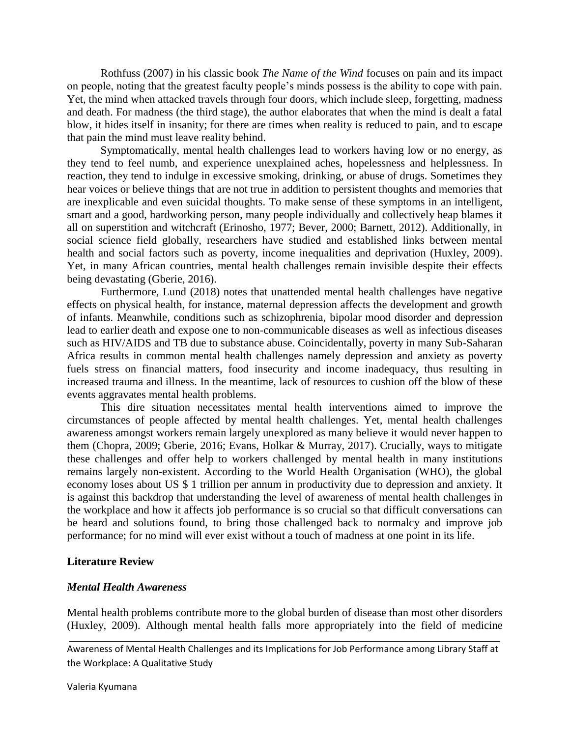Rothfuss (2007) in his classic book *The Name of the Wind* focuses on pain and its impact on people, noting that the greatest faculty people's minds possess is the ability to cope with pain. Yet, the mind when attacked travels through four doors, which include sleep, forgetting, madness and death. For madness (the third stage), the author elaborates that when the mind is dealt a fatal blow, it hides itself in insanity; for there are times when reality is reduced to pain, and to escape that pain the mind must leave reality behind.

Symptomatically, mental health challenges lead to workers having low or no energy, as they tend to feel numb, and experience unexplained aches, hopelessness and helplessness. In reaction, they tend to indulge in excessive smoking, drinking, or abuse of drugs. Sometimes they hear voices or believe things that are not true in addition to persistent thoughts and memories that are inexplicable and even suicidal thoughts. To make sense of these symptoms in an intelligent, smart and a good, hardworking person, many people individually and collectively heap blames it all on superstition and witchcraft (Erinosho, 1977; Bever, 2000; Barnett, 2012). Additionally, in social science field globally, researchers have studied and established links between mental health and social factors such as poverty, income inequalities and deprivation (Huxley, 2009). Yet, in many African countries, mental health challenges remain invisible despite their effects being devastating (Gberie, 2016).

Furthermore, Lund (2018) notes that unattended mental health challenges have negative effects on physical health, for instance, maternal depression affects the development and growth of infants. Meanwhile, conditions such as schizophrenia, bipolar mood disorder and depression lead to earlier death and expose one to non-communicable diseases as well as infectious diseases such as HIV/AIDS and TB due to substance abuse. Coincidentally, poverty in many Sub-Saharan Africa results in common mental health challenges namely depression and anxiety as poverty fuels stress on financial matters, food insecurity and income inadequacy, thus resulting in increased trauma and illness. In the meantime, lack of resources to cushion off the blow of these events aggravates mental health problems.

This dire situation necessitates mental health interventions aimed to improve the circumstances of people affected by mental health challenges. Yet, mental health challenges awareness amongst workers remain largely unexplored as many believe it would never happen to them (Chopra, 2009; Gberie, 2016; Evans, Holkar & Murray, 2017). Crucially, ways to mitigate these challenges and offer help to workers challenged by mental health in many institutions remains largely non-existent. According to the World Health Organisation (WHO), the global economy loses about US $ 1 trillion per annum in productivity due to depression and anxiety. It is against this backdrop that understanding the level of awareness of mental health challenges in the workplace and how it affects job performance is so crucial so that difficult conversations can be heard and solutions found, to bring those challenged back to normalcy and improve job performance; for no mind will ever exist without a touch of madness at one point in its life.

## Literature Review

### *Mental Health Awareness*

Mental health problems contribute more to the global burden of disease than most other disorders (Huxley, 2009). Although mental health falls more appropriately into the field of medicine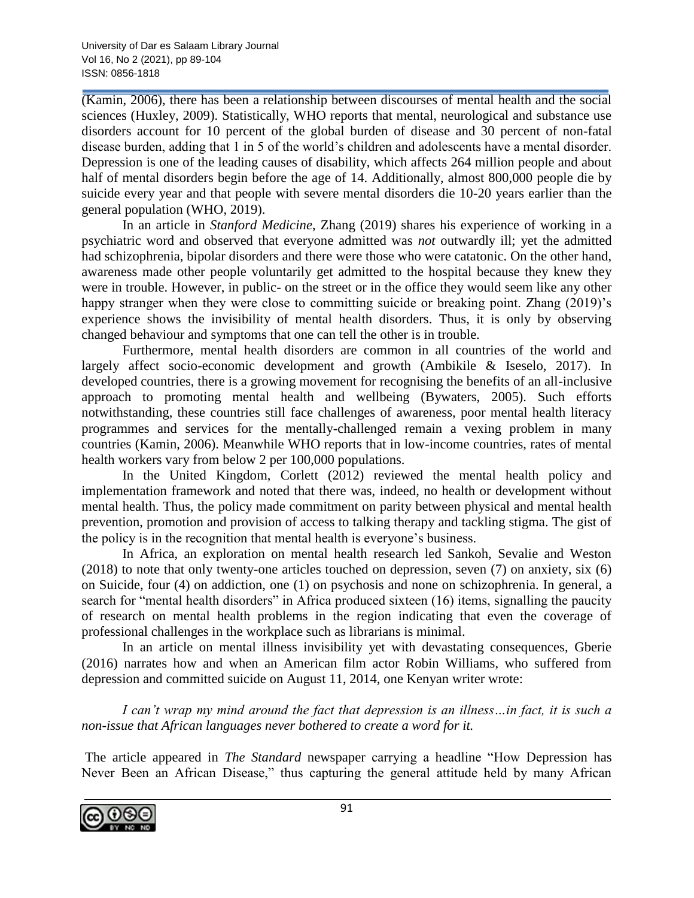(Kamin, 2006), there has been a relationship between discourses of mental health and the social sciences (Huxley, 2009). Statistically, WHO reports that mental, neurological and substance use disorders account for 10 percent of the global burden of disease and 30 percent of non-fatal disease burden, adding that 1 in 5 of the world's children and adolescents have a mental disorder. Depression is one of the leading causes of disability, which affects 264 million people and about half of mental disorders begin before the age of 14. Additionally, almost 800,000 people die by suicide every year and that people with severe mental disorders die 10-20 years earlier than the general population (WHO, 2019).

In an article in *Stanford Medicine*, Zhang (2019) shares his experience of working in a psychiatric word and observed that everyone admitted was *not* outwardly ill; yet the admitted had schizophrenia, bipolar disorders and there were those who were catatonic. On the other hand, awareness made other people voluntarily get admitted to the hospital because they knew they were in trouble. However, in public- on the street or in the office they would seem like any other happy stranger when they were close to committing suicide or breaking point. Zhang (2019)'s experience shows the invisibility of mental health disorders. Thus, it is only by observing changed behaviour and symptoms that one can tell the other is in trouble.

Furthermore, mental health disorders are common in all countries of the world and largely affect socio-economic development and growth (Ambikile & Iseselo, 2017). In developed countries, there is a growing movement for recognising the benefits of an all-inclusive approach to promoting mental health and wellbeing (Bywaters, 2005). Such efforts notwithstanding, these countries still face challenges of awareness, poor mental health literacy programmes and services for the mentally-challenged remain a vexing problem in many countries (Kamin, 2006). Meanwhile WHO reports that in low-income countries, rates of mental health workers vary from below 2 per 100,000 populations.

In the United Kingdom, Corlett (2012) reviewed the mental health policy and implementation framework and noted that there was, indeed, no health or development without mental health. Thus, the policy made commitment on parity between physical and mental health prevention, promotion and provision of access to talking therapy and tackling stigma. The gist of the policy is in the recognition that mental health is everyone's business.

In Africa, an exploration on mental health research led Sankoh, Sevalie and Weston (2018) to note that only twenty-one articles touched on depression, seven (7) on anxiety, six (6) on Suicide, four (4) on addiction, one (1) on psychosis and none on schizophrenia. In general, a search for "mental health disorders" in Africa produced sixteen (16) items, signalling the paucity of research on mental health problems in the region indicating that even the coverage of professional challenges in the workplace such as librarians is minimal.

In an article on mental illness invisibility yet with devastating consequences, Gberie (2016) narrates how and when an American film actor Robin Williams, who suffered from depression and committed suicide on August 11, 2014, one Kenyan writer wrote:

*I can't wrap my mind around the fact that depression is an illness…in fact, it is such a non-issue that African languages never bothered to create a word for it.*

The article appeared in *The Standard* newspaper carrying a headline "How Depression has Never Been an African Disease," thus capturing the general attitude held by many African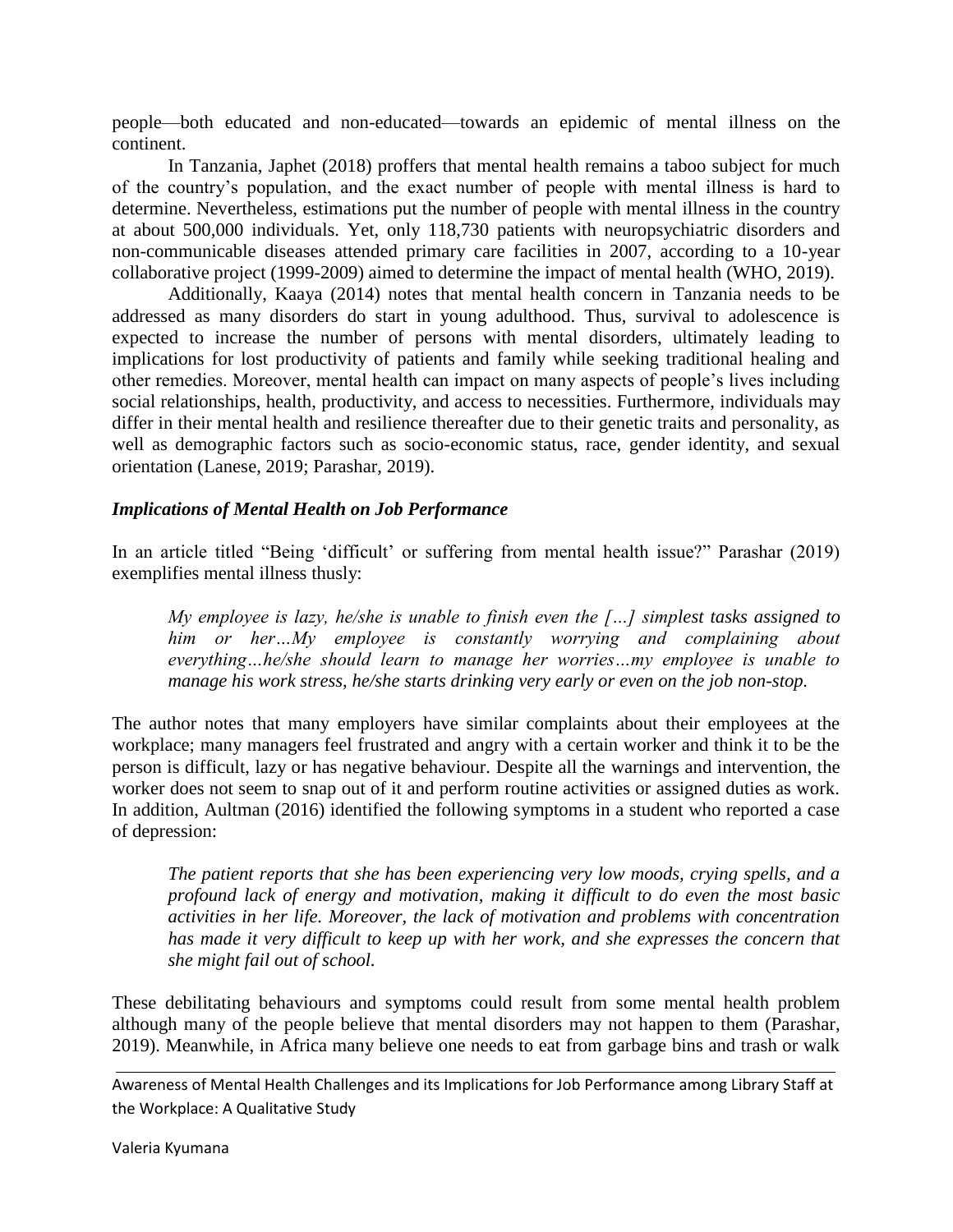people—both educated and non-educated—towards an epidemic of mental illness on the continent.

In Tanzania, Japhet (2018) proffers that mental health remains a taboo subject for much of the country's population, and the exact number of people with mental illness is hard to determine. Nevertheless, estimations put the number of people with mental illness in the country at about 500,000 individuals. Yet, only 118,730 patients with neuropsychiatric disorders and non-communicable diseases attended primary care facilities in 2007, according to a 10-year collaborative project (1999-2009) aimed to determine the impact of mental health (WHO, 2019).

Additionally, Kaaya (2014) notes that mental health concern in Tanzania needs to be addressed as many disorders do start in young adulthood. Thus, survival to adolescence is expected to increase the number of persons with mental disorders, ultimately leading to implications for lost productivity of patients and family while seeking traditional healing and other remedies. Moreover, mental health can impact on many aspects of people's lives including social relationships, health, productivity, and access to necessities. Furthermore, individuals may differ in their mental health and resilience thereafter due to their genetic traits and personality, as well as demographic factors such as socio-economic status, race, gender identity, and sexual orientation (Lanese, 2019; Parashar, 2019).

### *Implications of Mental Health on Job Performance*

In an article titled "Being 'difficult' or suffering from mental health issue?" Parashar (2019) exemplifies mental illness thusly:

> *My employee is lazy, he/she is unable to finish even the […] simplest tasks assigned to him or her…My employee is constantly worrying and complaining about everything…he/she should learn to manage her worries…my employee is unable to manage his work stress, he/she starts drinking very early or even on the job non-stop.*

The author notes that many employers have similar complaints about their employees at the workplace; many managers feel frustrated and angry with a certain worker and think it to be the person is difficult, lazy or has negative behaviour. Despite all the warnings and intervention, the worker does not seem to snap out of it and perform routine activities or assigned duties as work. In addition, Aultman (2016) identified the following symptoms in a student who reported a case of depression:

> *The patient reports that she has been experiencing very low moods, crying spells, and a profound lack of energy and motivation, making it difficult to do even the most basic activities in her life. Moreover, the lack of motivation and problems with concentration has made it very difficult to keep up with her work, and she expresses the concern that she might fail out of school.*

These debilitating behaviours and symptoms could result from some mental health problem although many of the people believe that mental disorders may not happen to them (Parashar, 2019). Meanwhile, in Africa many believe one needs to eat from garbage bins and trash or walk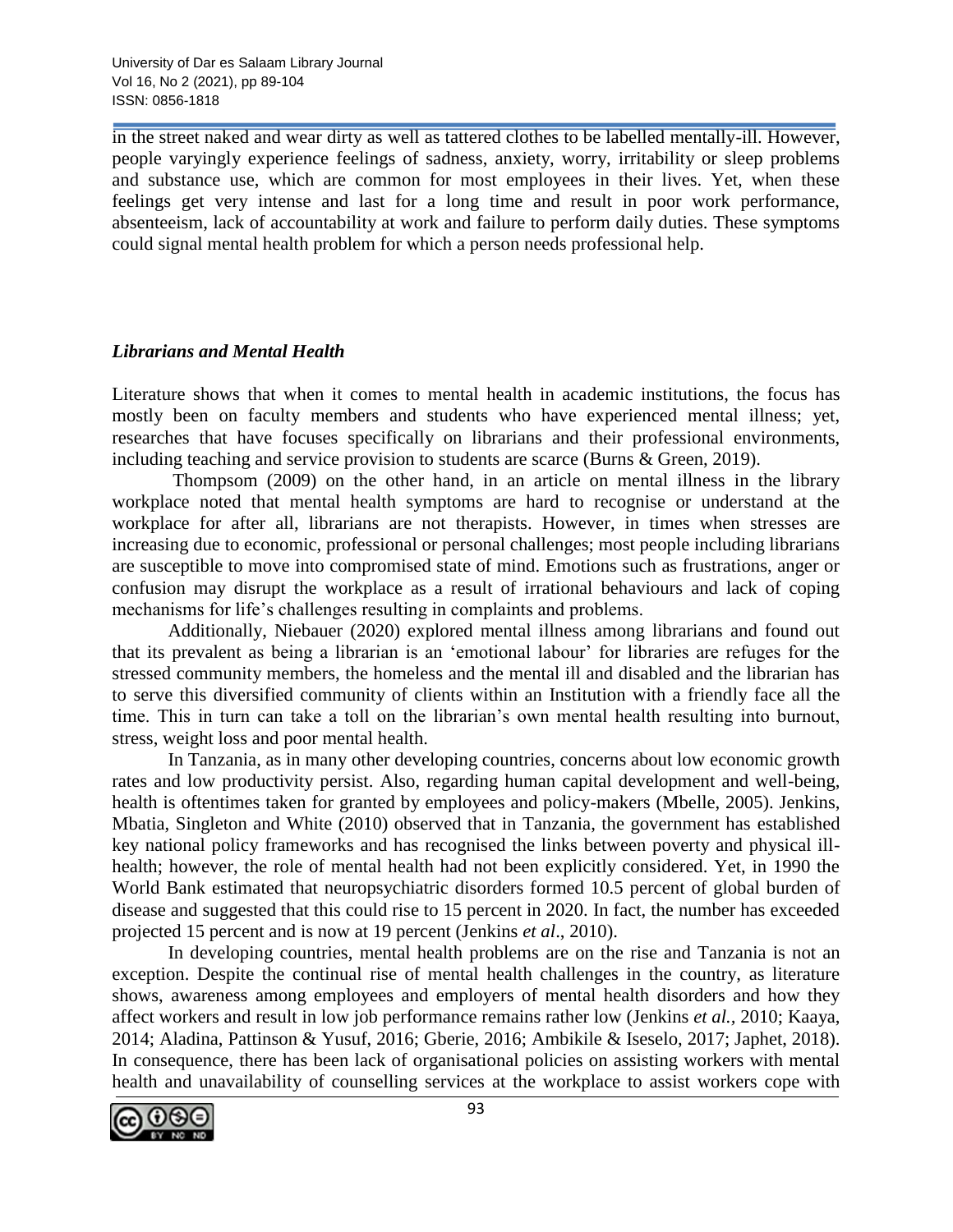in the street naked and wear dirty as well as tattered clothes to be labelled mentally-ill. However, people varyingly experience feelings of sadness, anxiety, worry, irritability or sleep problems and substance use, which are common for most employees in their lives. Yet, when these feelings get very intense and last for a long time and result in poor work performance, absenteeism, lack of accountability at work and failure to perform daily duties. These symptoms could signal mental health problem for which a person needs professional help.

### *Librarians and Mental Health*

Literature shows that when it comes to mental health in academic institutions, the focus has mostly been on faculty members and students who have experienced mental illness; yet, researches that have focuses specifically on librarians and their professional environments, including teaching and service provision to students are scarce (Burns & Green, 2019).

Thompsom (2009) on the other hand, in an article on mental illness in the library workplace noted that mental health symptoms are hard to recognise or understand at the workplace for after all, librarians are not therapists. However, in times when stresses are increasing due to economic, professional or personal challenges; most people including librarians are susceptible to move into compromised state of mind. Emotions such as frustrations, anger or confusion may disrupt the workplace as a result of irrational behaviours and lack of coping mechanisms for life's challenges resulting in complaints and problems.

Additionally, Niebauer (2020) explored mental illness among librarians and found out that its prevalent as being a librarian is an 'emotional labour' for libraries are refuges for the stressed community members, the homeless and the mental ill and disabled and the librarian has to serve this diversified community of clients within an Institution with a friendly face all the time. This in turn can take a toll on the librarian's own mental health resulting into burnout, stress, weight loss and poor mental health.

In Tanzania, as in many other developing countries, concerns about low economic growth rates and low productivity persist. Also, regarding human capital development and well-being, health is oftentimes taken for granted by employees and policy-makers (Mbelle, 2005). Jenkins, Mbatia, Singleton and White (2010) observed that in Tanzania, the government has established key national policy frameworks and has recognised the links between poverty and physical ill-health; however, the role of mental health had not been explicitly considered. Yet, in 1990 the World Bank estimated that neuropsychiatric disorders formed 10.5 percent of global burden of disease and suggested that this could rise to 15 percent in 2020. In fact, the number has exceeded projected 15 percent and is now at 19 percent (Jenkins *et al*., 2010).

In developing countries, mental health problems are on the rise and Tanzania is not an exception. Despite the continual rise of mental health challenges in the country, as literature shows, awareness among employees and employers of mental health disorders and how they affect workers and result in low job performance remains rather low (Jenkins *et al.*, 2010; Kaaya, 2014; Aladina, Pattinson & Yusuf, 2016; Gberie, 2016; Ambikile & Iseselo, 2017; Japhet, 2018). In consequence, there has been lack of organisational policies on assisting workers with mental health and unavailability of counselling services at the workplace to assist workers cope with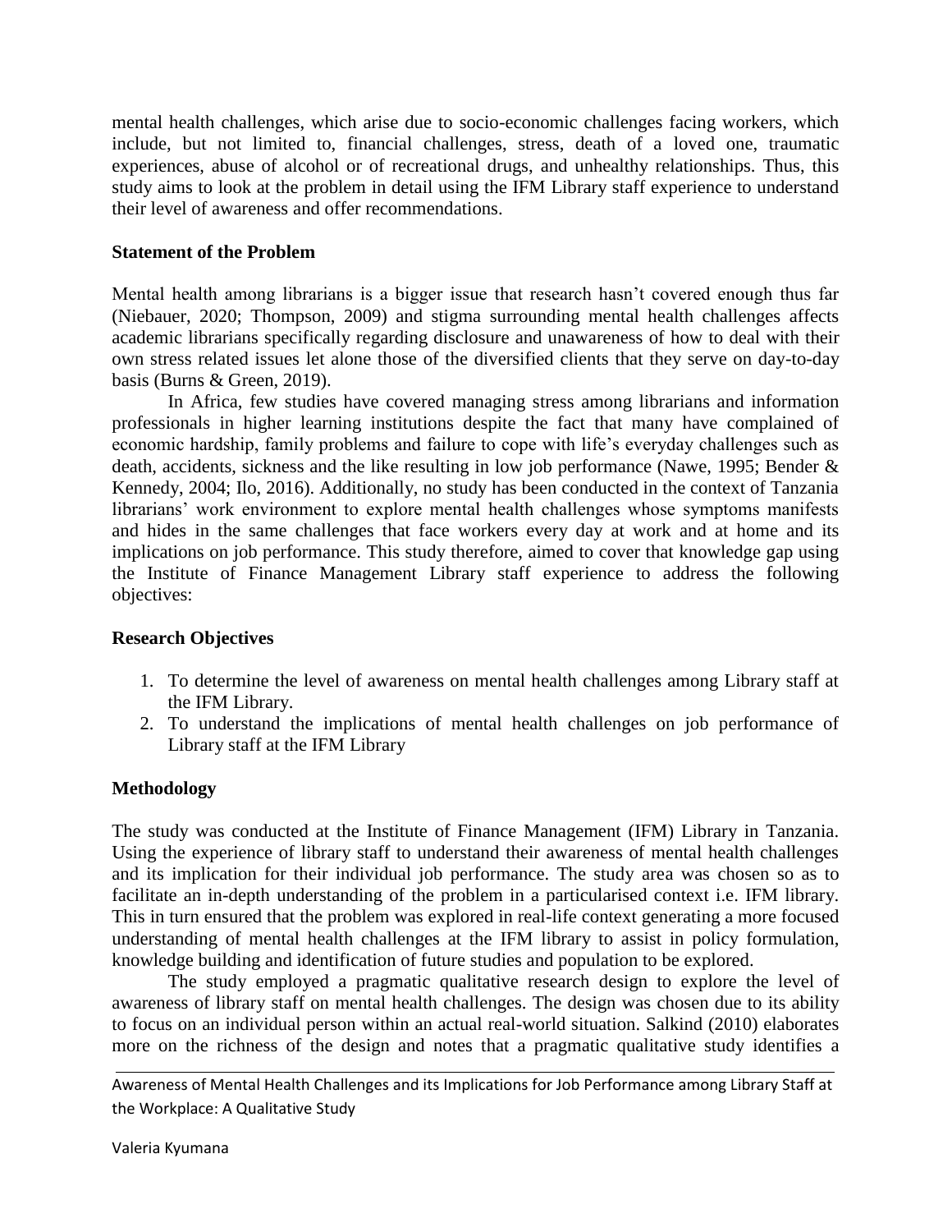mental health challenges, which arise due to socio-economic challenges facing workers, which include, but not limited to, financial challenges, stress, death of a loved one, traumatic experiences, abuse of alcohol or of recreational drugs, and unhealthy relationships. Thus, this study aims to look at the problem in detail using the IFM Library staff experience to understand their level of awareness and offer recommendations.

### Statement of the Problem

Mental health among librarians is a bigger issue that research hasn't covered enough thus far (Niebauer, 2020; Thompson, 2009) and stigma surrounding mental health challenges affects academic librarians specifically regarding disclosure and unawareness of how to deal with their own stress related issues let alone those of the diversified clients that they serve on day-to-day basis (Burns & Green, 2019).

In Africa, few studies have covered managing stress among librarians and information professionals in higher learning institutions despite the fact that many have complained of economic hardship, family problems and failure to cope with life's everyday challenges such as death, accidents, sickness and the like resulting in low job performance (Nawe, 1995; Bender & Kennedy, 2004; Ilo, 2016). Additionally, no study has been conducted in the context of Tanzania librarians' work environment to explore mental health challenges whose symptoms manifests and hides in the same challenges that face workers every day at work and at home and its implications on job performance. This study therefore, aimed to cover that knowledge gap using the Institute of Finance Management Library staff experience to address the following objectives:

### Research Objectives

1. To determine the level of awareness on mental health challenges among Library staff at the IFM Library.
2. To understand the implications of mental health challenges on job performance of Library staff at the IFM Library

### Methodology

The study was conducted at the Institute of Finance Management (IFM) Library in Tanzania. Using the experience of library staff to understand their awareness of mental health challenges and its implication for their individual job performance. The study area was chosen so as to facilitate an in-depth understanding of the problem in a particularised context i.e. IFM library. This in turn ensured that the problem was explored in real-life context generating a more focused understanding of mental health challenges at the IFM library to assist in policy formulation, knowledge building and identification of future studies and population to be explored.

The study employed a pragmatic qualitative research design to explore the level of awareness of library staff on mental health challenges. The design was chosen due to its ability to focus on an individual person within an actual real-world situation. Salkind (2010) elaborates more on the richness of the design and notes that a pragmatic qualitative study identifies a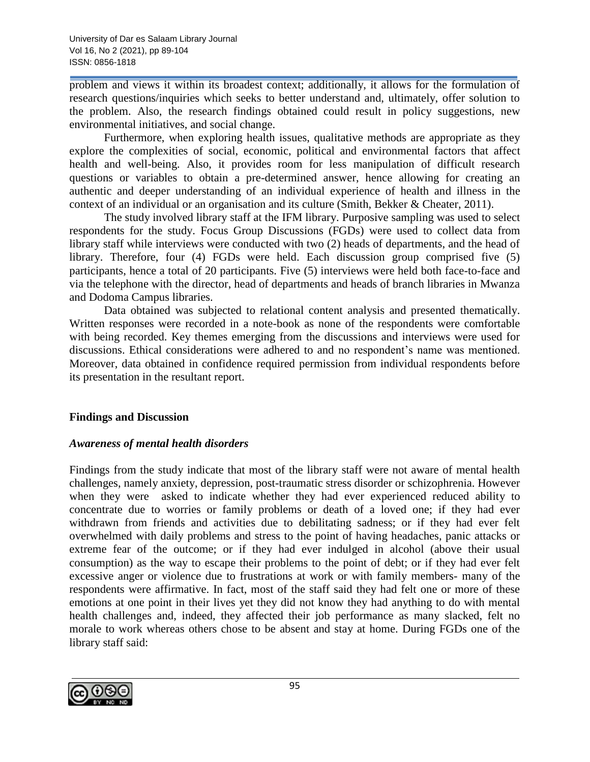problem and views it within its broadest context; additionally, it allows for the formulation of research questions/inquiries which seeks to better understand and, ultimately, offer solution to the problem. Also, the research findings obtained could result in policy suggestions, new environmental initiatives, and social change.

Furthermore, when exploring health issues, qualitative methods are appropriate as they explore the complexities of social, economic, political and environmental factors that affect health and well-being. Also, it provides room for less manipulation of difficult research questions or variables to obtain a pre-determined answer, hence allowing for creating an authentic and deeper understanding of an individual experience of health and illness in the context of an individual or an organisation and its culture (Smith, Bekker & Cheater, 2011).

The study involved library staff at the IFM library. Purposive sampling was used to select respondents for the study. Focus Group Discussions (FGDs) were used to collect data from library staff while interviews were conducted with two (2) heads of departments, and the head of library. Therefore, four (4) FGDs were held. Each discussion group comprised five (5) participants, hence a total of 20 participants. Five (5) interviews were held both face-to-face and via the telephone with the director, head of departments and heads of branch libraries in Mwanza and Dodoma Campus libraries.

Data obtained was subjected to relational content analysis and presented thematically. Written responses were recorded in a note-book as none of the respondents were comfortable with being recorded. Key themes emerging from the discussions and interviews were used for discussions. Ethical considerations were adhered to and no respondent's name was mentioned. Moreover, data obtained in confidence required permission from individual respondents before its presentation in the resultant report.

## Findings and Discussion

### *Awareness of mental health disorders*

Findings from the study indicate that most of the library staff were not aware of mental health challenges, namely anxiety, depression, post-traumatic stress disorder or schizophrenia. However when they were asked to indicate whether they had ever experienced reduced ability to concentrate due to worries or family problems or death of a loved one; if they had ever withdrawn from friends and activities due to debilitating sadness; or if they had ever felt overwhelmed with daily problems and stress to the point of having headaches, panic attacks or extreme fear of the outcome; or if they had ever indulged in alcohol (above their usual consumption) as the way to escape their problems to the point of debt; or if they had ever felt excessive anger or violence due to frustrations at work or with family members- many of the respondents were affirmative. In fact, most of the staff said they had felt one or more of these emotions at one point in their lives yet they did not know they had anything to do with mental health challenges and, indeed, they affected their job performance as many slacked, felt no morale to work whereas others chose to be absent and stay at home. During FGDs one of the library staff said: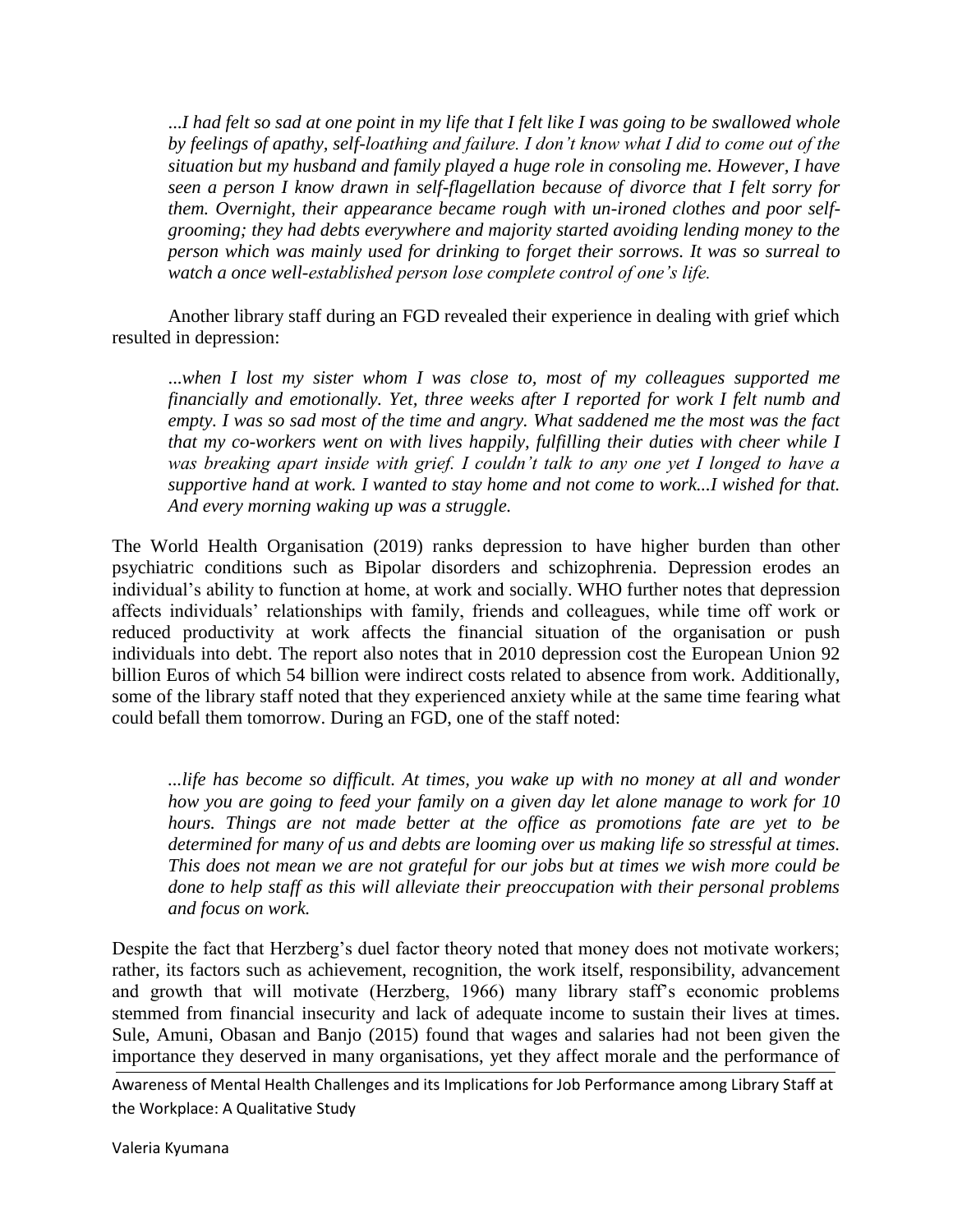> *...I had felt so sad at one point in my life that I felt like I was going to be swallowed whole by feelings of apathy, self-loathing and failure. I don't know what I did to come out of the situation but my husband and family played a huge role in consoling me. However, I have seen a person I know drawn in self-flagellation because of divorce that I felt sorry for them. Overnight, their appearance became rough with un-ironed clothes and poor self-grooming; they had debts everywhere and majority started avoiding lending money to the person which was mainly used for drinking to forget their sorrows. It was so surreal to watch a once well-established person lose complete control of one's life.*

Another library staff during an FGD revealed their experience in dealing with grief which resulted in depression:

> *...when I lost my sister whom I was close to, most of my colleagues supported me financially and emotionally. Yet, three weeks after I reported for work I felt numb and empty. I was so sad most of the time and angry. What saddened me the most was the fact that my co-workers went on with lives happily, fulfilling their duties with cheer while I was breaking apart inside with grief. I couldn't talk to any one yet I longed to have a supportive hand at work. I wanted to stay home and not come to work...I wished for that. And every morning waking up was a struggle.*

The World Health Organisation (2019) ranks depression to have higher burden than other psychiatric conditions such as Bipolar disorders and schizophrenia. Depression erodes an individual's ability to function at home, at work and socially. WHO further notes that depression affects individuals' relationships with family, friends and colleagues, while time off work or reduced productivity at work affects the financial situation of the organisation or push individuals into debt. The report also notes that in 2010 depression cost the European Union 92 billion Euros of which 54 billion were indirect costs related to absence from work. Additionally, some of the library staff noted that they experienced anxiety while at the same time fearing what could befall them tomorrow. During an FGD, one of the staff noted:

> *...life has become so difficult. At times, you wake up with no money at all and wonder how you are going to feed your family on a given day let alone manage to work for 10 hours. Things are not made better at the office as promotions fate are yet to be determined for many of us and debts are looming over us making life so stressful at times. This does not mean we are not grateful for our jobs but at times we wish more could be done to help staff as this will alleviate their preoccupation with their personal problems and focus on work.*

Despite the fact that Herzberg's duel factor theory noted that money does not motivate workers; rather, its factors such as achievement, recognition, the work itself, responsibility, advancement and growth that will motivate (Herzberg, 1966) many library staff's economic problems stemmed from financial insecurity and lack of adequate income to sustain their lives at times. Sule, Amuni, Obasan and Banjo (2015) found that wages and salaries had not been given the importance they deserved in many organisations, yet they affect morale and the performance of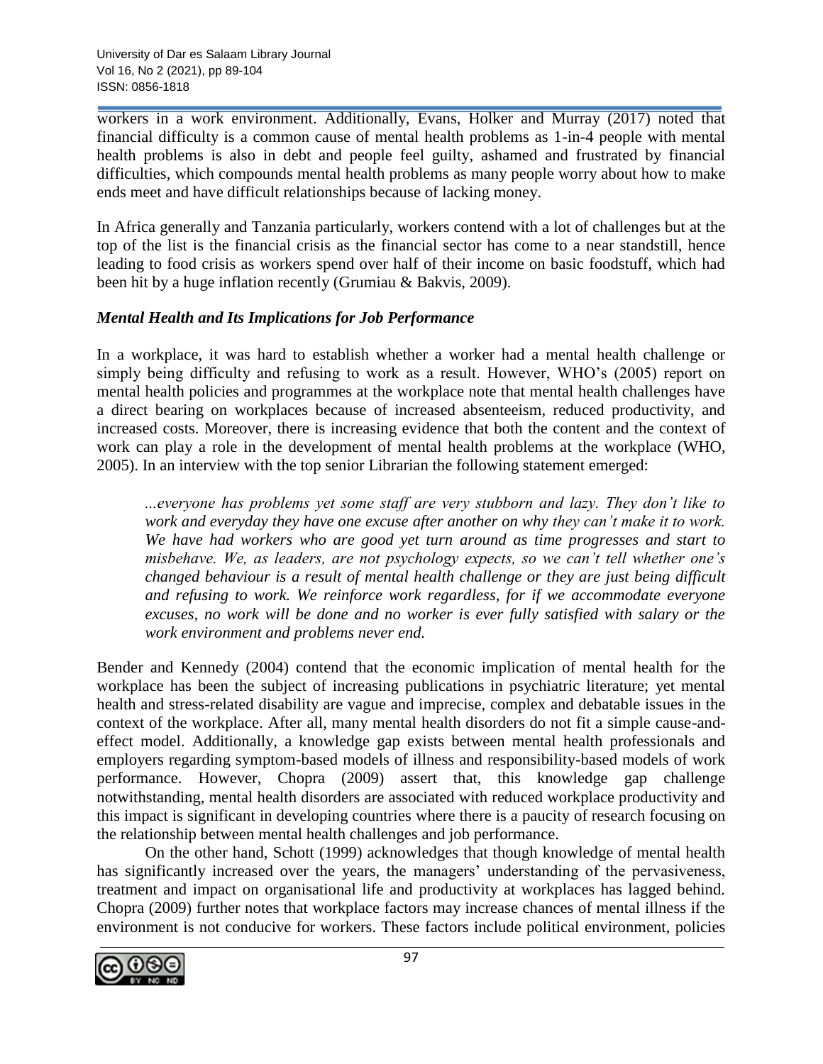workers in a work environment. Additionally, Evans, Holker and Murray (2017) noted that financial difficulty is a common cause of mental health problems as 1-in-4 people with mental health problems is also in debt and people feel guilty, ashamed and frustrated by financial difficulties, which compounds mental health problems as many people worry about how to make ends meet and have difficult relationships because of lacking money.

In Africa generally and Tanzania particularly, workers contend with a lot of challenges but at the top of the list is the financial crisis as the financial sector has come to a near standstill, hence leading to food crisis as workers spend over half of their income on basic foodstuff, which had been hit by a huge inflation recently (Grumiau & Bakvis, 2009).

### *Mental Health and Its Implications for Job Performance*

In a workplace, it was hard to establish whether a worker had a mental health challenge or simply being difficulty and refusing to work as a result. However, WHO's (2005) report on mental health policies and programmes at the workplace note that mental health challenges have a direct bearing on workplaces because of increased absenteeism, reduced productivity, and increased costs. Moreover, there is increasing evidence that both the content and the context of work can play a role in the development of mental health problems at the workplace (WHO, 2005). In an interview with the top senior Librarian the following statement emerged:

> *...everyone has problems yet some staff are very stubborn and lazy. They don't like to work and everyday they have one excuse after another on why they can't make it to work. We have had workers who are good yet turn around as time progresses and start to misbehave. We, as leaders, are not psychology expects, so we can't tell whether one's changed behaviour is a result of mental health challenge or they are just being difficult and refusing to work. We reinforce work regardless, for if we accommodate everyone excuses, no work will be done and no worker is ever fully satisfied with salary or the work environment and problems never end.*

Bender and Kennedy (2004) contend that the economic implication of mental health for the workplace has been the subject of increasing publications in psychiatric literature; yet mental health and stress-related disability are vague and imprecise, complex and debatable issues in the context of the workplace. After all, many mental health disorders do not fit a simple cause-and-effect model. Additionally, a knowledge gap exists between mental health professionals and employers regarding symptom-based models of illness and responsibility-based models of work performance. However, Chopra (2009) assert that, this knowledge gap challenge notwithstanding, mental health disorders are associated with reduced workplace productivity and this impact is significant in developing countries where there is a paucity of research focusing on the relationship between mental health challenges and job performance.

On the other hand, Schott (1999) acknowledges that though knowledge of mental health has significantly increased over the years, the managers' understanding of the pervasiveness, treatment and impact on organisational life and productivity at workplaces has lagged behind. Chopra (2009) further notes that workplace factors may increase chances of mental illness if the environment is not conducive for workers. These factors include political environment, policies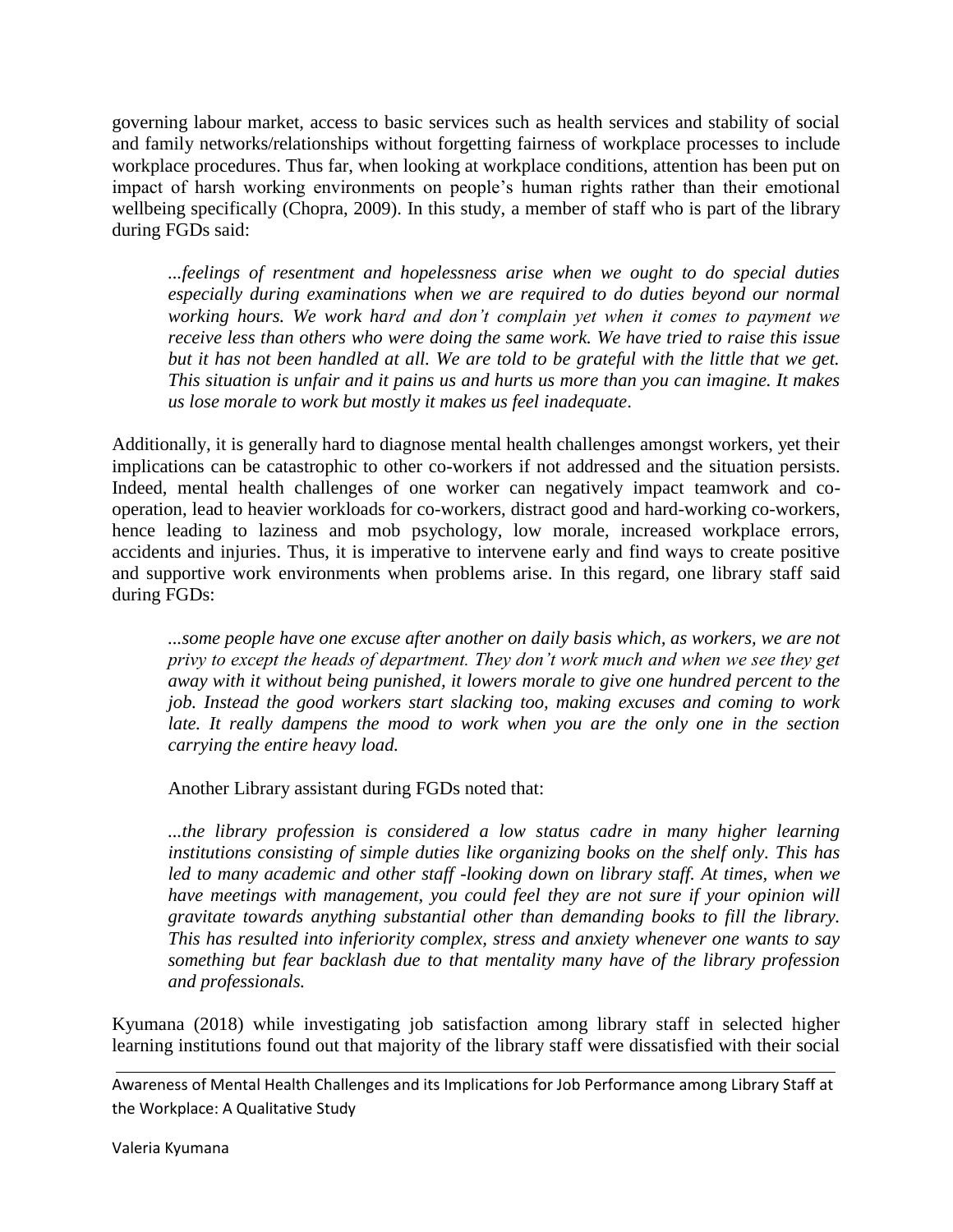governing labour market, access to basic services such as health services and stability of social and family networks/relationships without forgetting fairness of workplace processes to include workplace procedures. Thus far, when looking at workplace conditions, attention has been put on impact of harsh working environments on people's human rights rather than their emotional wellbeing specifically (Chopra, 2009). In this study, a member of staff who is part of the library during FGDs said:

> *...feelings of resentment and hopelessness arise when we ought to do special duties especially during examinations when we are required to do duties beyond our normal working hours. We work hard and don't complain yet when it comes to payment we receive less than others who were doing the same work. We have tried to raise this issue but it has not been handled at all. We are told to be grateful with the little that we get. This situation is unfair and it pains us and hurts us more than you can imagine. It makes us lose morale to work but mostly it makes us feel inadequate*.

Additionally, it is generally hard to diagnose mental health challenges amongst workers, yet their implications can be catastrophic to other co-workers if not addressed and the situation persists. Indeed, mental health challenges of one worker can negatively impact teamwork and co-operation, lead to heavier workloads for co-workers, distract good and hard-working co-workers, hence leading to laziness and mob psychology, low morale, increased workplace errors, accidents and injuries. Thus, it is imperative to intervene early and find ways to create positive and supportive work environments when problems arise. In this regard, one library staff said during FGDs:

> *...some people have one excuse after another on daily basis which, as workers, we are not privy to except the heads of department. They don't work much and when we see they get away with it without being punished, it lowers morale to give one hundred percent to the job. Instead the good workers start slacking too, making excuses and coming to work late. It really dampens the mood to work when you are the only one in the section carrying the entire heavy load.*
>
> Another Library assistant during FGDs noted that:
>
> *...the library profession is considered a low status cadre in many higher learning institutions consisting of simple duties like organizing books on the shelf only. This has led to many academic and other staff -looking down on library staff. At times, when we have meetings with management, you could feel they are not sure if your opinion will gravitate towards anything substantial other than demanding books to fill the library. This has resulted into inferiority complex, stress and anxiety whenever one wants to say something but fear backlash due to that mentality many have of the library profession and professionals.*

Kyumana (2018) while investigating job satisfaction among library staff in selected higher learning institutions found out that majority of the library staff were dissatisfied with their social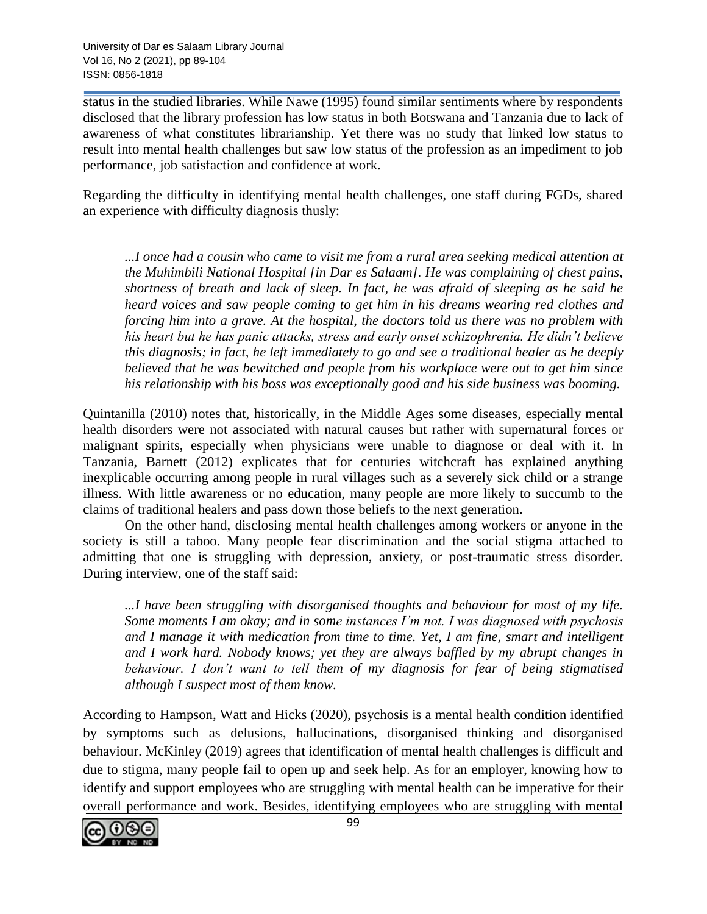status in the studied libraries. While Nawe (1995) found similar sentiments where by respondents disclosed that the library profession has low status in both Botswana and Tanzania due to lack of awareness of what constitutes librarianship. Yet there was no study that linked low status to result into mental health challenges but saw low status of the profession as an impediment to job performance, job satisfaction and confidence at work.

Regarding the difficulty in identifying mental health challenges, one staff during FGDs, shared an experience with difficulty diagnosis thusly:

> *...I once had a cousin who came to visit me from a rural area seeking medical attention at the Muhimbili National Hospital [in Dar es Salaam]. He was complaining of chest pains, shortness of breath and lack of sleep. In fact, he was afraid of sleeping as he said he heard voices and saw people coming to get him in his dreams wearing red clothes and forcing him into a grave. At the hospital, the doctors told us there was no problem with his heart but he has panic attacks, stress and early onset schizophrenia. He didn't believe this diagnosis; in fact, he left immediately to go and see a traditional healer as he deeply believed that he was bewitched and people from his workplace were out to get him since his relationship with his boss was exceptionally good and his side business was booming.*

Quintanilla (2010) notes that, historically, in the Middle Ages some diseases, especially mental health disorders were not associated with natural causes but rather with supernatural forces or malignant spirits, especially when physicians were unable to diagnose or deal with it. In Tanzania, Barnett (2012) explicates that for centuries witchcraft has explained anything inexplicable occurring among people in rural villages such as a severely sick child or a strange illness. With little awareness or no education, many people are more likely to succumb to the claims of traditional healers and pass down those beliefs to the next generation.

On the other hand, disclosing mental health challenges among workers or anyone in the society is still a taboo. Many people fear discrimination and the social stigma attached to admitting that one is struggling with depression, anxiety, or post-traumatic stress disorder. During interview, one of the staff said:

> *...I have been struggling with disorganised thoughts and behaviour for most of my life. Some moments I am okay; and in some instances I'm not. I was diagnosed with psychosis and I manage it with medication from time to time. Yet, I am fine, smart and intelligent and I work hard. Nobody knows; yet they are always baffled by my abrupt changes in behaviour. I don't want to tell them of my diagnosis for fear of being stigmatised although I suspect most of them know.*

According to Hampson, Watt and Hicks (2020), psychosis is a mental health condition identified by symptoms such as delusions, hallucinations, disorganised thinking and disorganised behaviour. McKinley (2019) agrees that identification of mental health challenges is difficult and due to stigma, many people fail to open up and seek help. As for an employer, knowing how to identify and support employees who are struggling with mental health can be imperative for their overall performance and work. Besides, identifying employees who are struggling with mental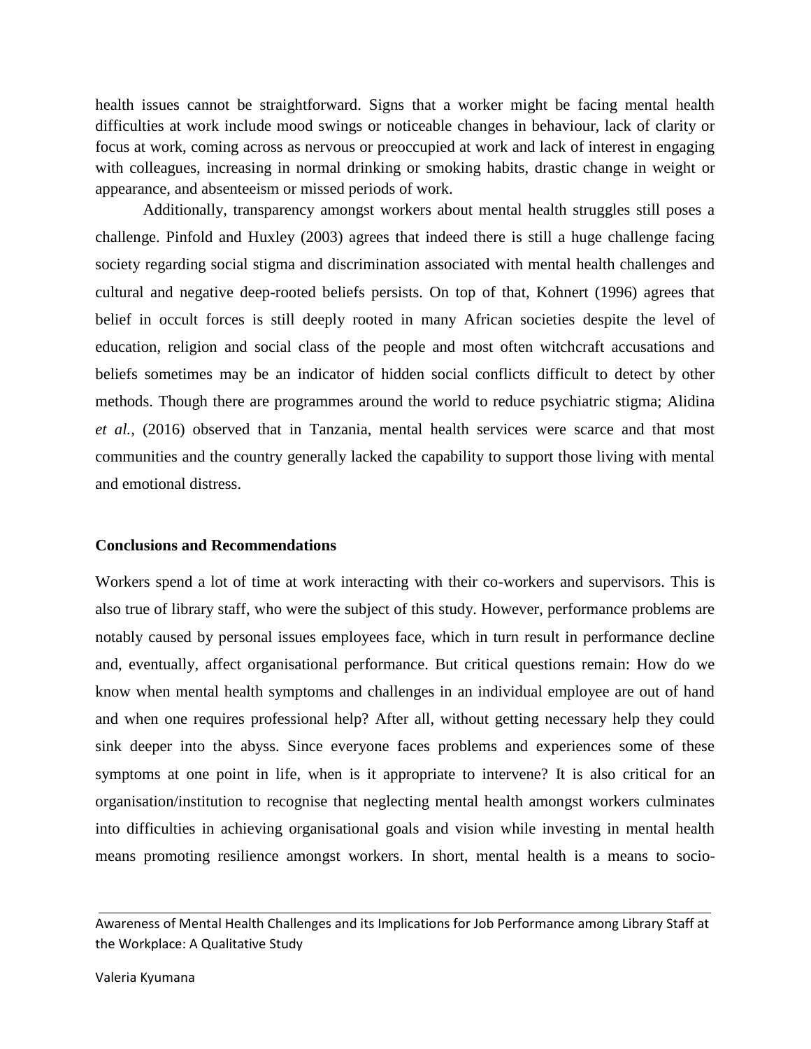health issues cannot be straightforward. Signs that a worker might be facing mental health difficulties at work include mood swings or noticeable changes in behaviour, lack of clarity or focus at work, coming across as nervous or preoccupied at work and lack of interest in engaging with colleagues, increasing in normal drinking or smoking habits, drastic change in weight or appearance, and absenteeism or missed periods of work.

Additionally, transparency amongst workers about mental health struggles still poses a challenge. Pinfold and Huxley (2003) agrees that indeed there is still a huge challenge facing society regarding social stigma and discrimination associated with mental health challenges and cultural and negative deep-rooted beliefs persists. On top of that, Kohnert (1996) agrees that belief in occult forces is still deeply rooted in many African societies despite the level of education, religion and social class of the people and most often witchcraft accusations and beliefs sometimes may be an indicator of hidden social conflicts difficult to detect by other methods. Though there are programmes around the world to reduce psychiatric stigma; Alidina *et al.,* (2016) observed that in Tanzania, mental health services were scarce and that most communities and the country generally lacked the capability to support those living with mental and emotional distress.

**Conclusions and Recommendations**

Workers spend a lot of time at work interacting with their co-workers and supervisors. This is also true of library staff, who were the subject of this study. However, performance problems are notably caused by personal issues employees face, which in turn result in performance decline and, eventually, affect organisational performance. But critical questions remain: How do we know when mental health symptoms and challenges in an individual employee are out of hand and when one requires professional help? After all, without getting necessary help they could sink deeper into the abyss. Since everyone faces problems and experiences some of these symptoms at one point in life, when is it appropriate to intervene? It is also critical for an organisation/institution to recognise that neglecting mental health amongst workers culminates into difficulties in achieving organisational goals and vision while investing in mental health means promoting resilience amongst workers. In short, mental health is a means to socio-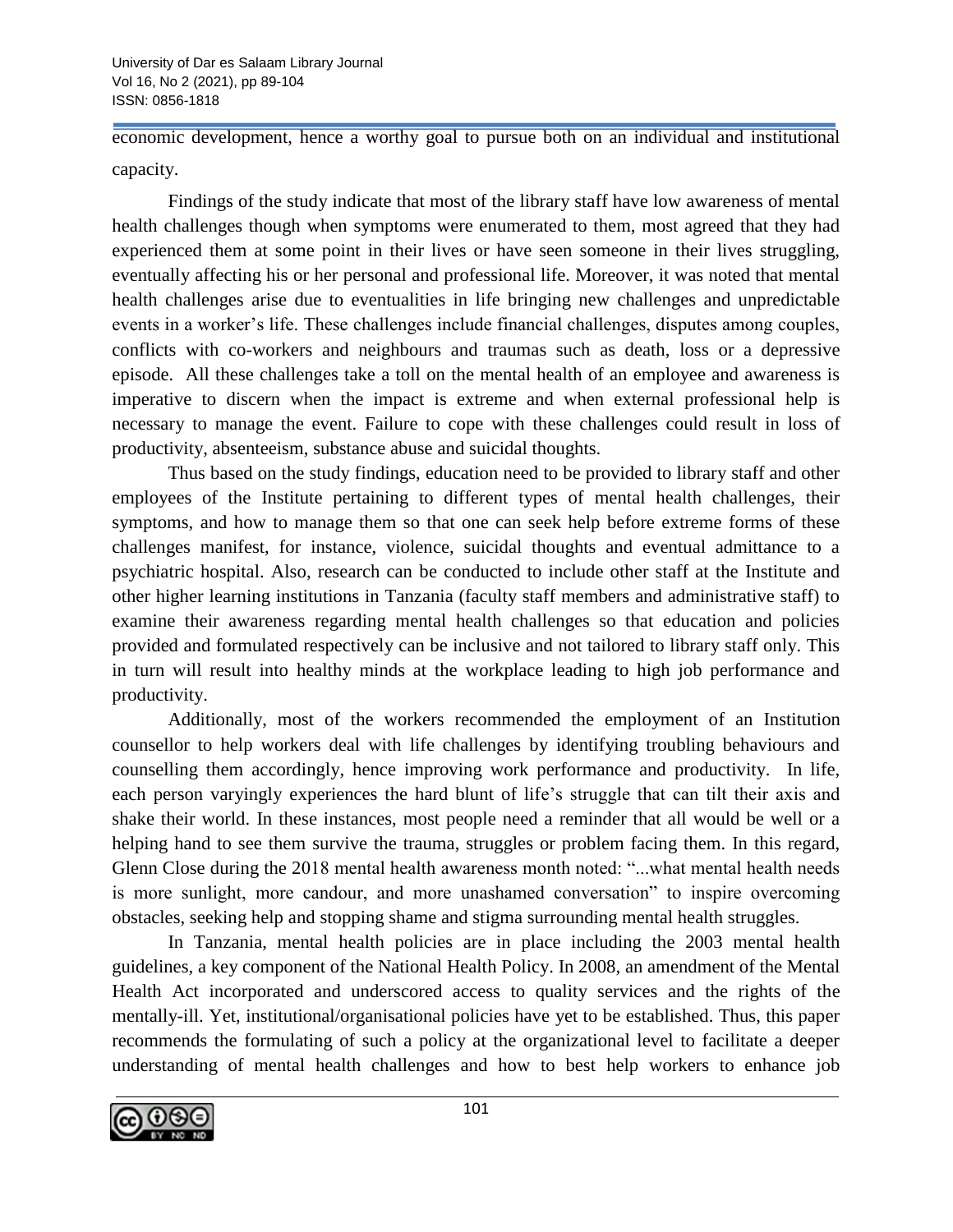economic development, hence a worthy goal to pursue both on an individual and institutional capacity.

Findings of the study indicate that most of the library staff have low awareness of mental health challenges though when symptoms were enumerated to them, most agreed that they had experienced them at some point in their lives or have seen someone in their lives struggling, eventually affecting his or her personal and professional life. Moreover, it was noted that mental health challenges arise due to eventualities in life bringing new challenges and unpredictable events in a worker's life. These challenges include financial challenges, disputes among couples, conflicts with co-workers and neighbours and traumas such as death, loss or a depressive episode. All these challenges take a toll on the mental health of an employee and awareness is imperative to discern when the impact is extreme and when external professional help is necessary to manage the event. Failure to cope with these challenges could result in loss of productivity, absenteeism, substance abuse and suicidal thoughts.

Thus based on the study findings, education need to be provided to library staff and other employees of the Institute pertaining to different types of mental health challenges, their symptoms, and how to manage them so that one can seek help before extreme forms of these challenges manifest, for instance, violence, suicidal thoughts and eventual admittance to a psychiatric hospital. Also, research can be conducted to include other staff at the Institute and other higher learning institutions in Tanzania (faculty staff members and administrative staff) to examine their awareness regarding mental health challenges so that education and policies provided and formulated respectively can be inclusive and not tailored to library staff only. This in turn will result into healthy minds at the workplace leading to high job performance and productivity.

Additionally, most of the workers recommended the employment of an Institution counsellor to help workers deal with life challenges by identifying troubling behaviours and counselling them accordingly, hence improving work performance and productivity. In life, each person varyingly experiences the hard blunt of life's struggle that can tilt their axis and shake their world. In these instances, most people need a reminder that all would be well or a helping hand to see them survive the trauma, struggles or problem facing them. In this regard, Glenn Close during the 2018 mental health awareness month noted: "...what mental health needs is more sunlight, more candour, and more unashamed conversation" to inspire overcoming obstacles, seeking help and stopping shame and stigma surrounding mental health struggles.

In Tanzania, mental health policies are in place including the 2003 mental health guidelines, a key component of the National Health Policy. In 2008, an amendment of the Mental Health Act incorporated and underscored access to quality services and the rights of the mentally-ill. Yet, institutional/organisational policies have yet to be established. Thus, this paper recommends the formulating of such a policy at the organizational level to facilitate a deeper understanding of mental health challenges and how to best help workers to enhance job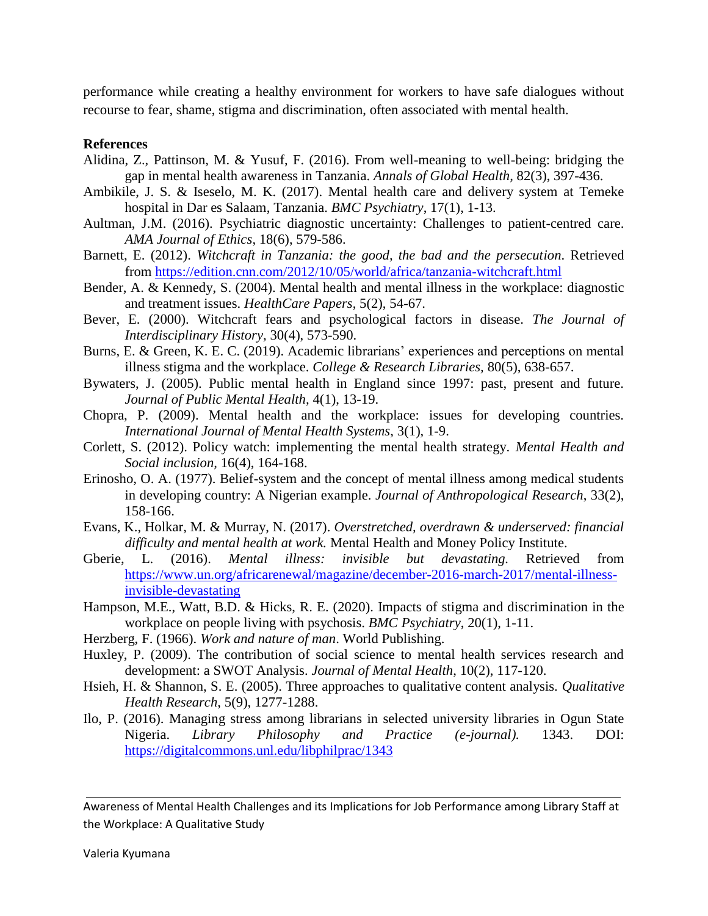performance while creating a healthy environment for workers to have safe dialogues without recourse to fear, shame, stigma and discrimination, often associated with mental health.

**References**

Alidina, Z., Pattinson, M. & Yusuf, F. (2016). From well-meaning to well-being: bridging the gap in mental health awareness in Tanzania. *Annals of Global Health*, 82(3), 397-436.

Ambikile, J. S. & Iseselo, M. K. (2017). Mental health care and delivery system at Temeke hospital in Dar es Salaam, Tanzania. *BMC Psychiatry*, 17(1), 1-13.

Aultman, J.M. (2016). Psychiatric diagnostic uncertainty: Challenges to patient-centred care. *AMA Journal of Ethics*, 18(6), 579-586.

Barnett, E. (2012). *Witchcraft in Tanzania: the good, the bad and the persecution*. Retrieved from https://edition.cnn.com/2012/10/05/world/africa/tanzania-witchcraft.html

Bender, A. & Kennedy, S. (2004). Mental health and mental illness in the workplace: diagnostic and treatment issues. *HealthCare Papers*, 5(2), 54-67.

Bever, E. (2000). Witchcraft fears and psychological factors in disease. *The Journal of Interdisciplinary History*, 30(4), 573-590.

Burns, E. & Green, K. E. C. (2019). Academic librarians' experiences and perceptions on mental illness stigma and the workplace. *College & Research Libraries,* 80(5), 638-657.

Bywaters, J. (2005). Public mental health in England since 1997: past, present and future. *Journal of Public Mental Health,* 4(1), 13-19.

Chopra, P. (2009). Mental health and the workplace: issues for developing countries. *International Journal of Mental Health Systems*, 3(1), 1-9.

Corlett, S. (2012). Policy watch: implementing the mental health strategy. *Mental Health and Social inclusion,* 16(4), 164-168.

Erinosho, O. A. (1977). Belief-system and the concept of mental illness among medical students in developing country: A Nigerian example. *Journal of Anthropological Research*, 33(2), 158-166.

Evans, K., Holkar, M. & Murray, N. (2017). *Overstretched, overdrawn & underserved: financial difficulty and mental health at work.* Mental Health and Money Policy Institute.

Gberie, L. (2016). *Mental illness: invisible but devastating.* Retrieved from https://www.un.org/africarenewal/magazine/december-2016-march-2017/mental-illness-invisible-devastating

Hampson, M.E., Watt, B.D. & Hicks, R. E. (2020). Impacts of stigma and discrimination in the workplace on people living with psychosis. *BMC Psychiatry*, 20(1), 1-11.

Herzberg, F. (1966). *Work and nature of man*. World Publishing.

Huxley, P. (2009). The contribution of social science to mental health services research and development: a SWOT Analysis. *Journal of Mental Health*, 10(2), 117-120.

Hsieh, H. & Shannon, S. E. (2005). Three approaches to qualitative content analysis. *Qualitative Health Research*, 5(9), 1277-1288.

Ilo, P. (2016). Managing stress among librarians in selected university libraries in Ogun State Nigeria. *Library Philosophy and Practice (e-journal).* 1343. DOI: https://digitalcommons.unl.edu/libphilprac/1343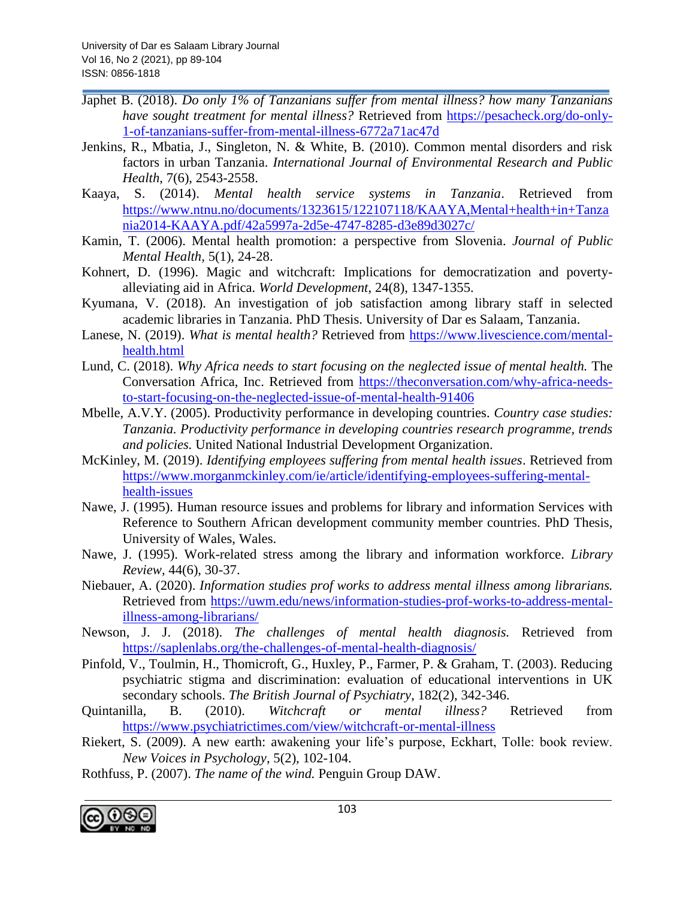Japhet B. (2018). *Do only 1% of Tanzanians suffer from mental illness? how many Tanzanians have sought treatment for mental illness?* Retrieved from https://pesacheck.org/do-only-1-of-tanzanians-suffer-from-mental-illness-6772a71ac47d

Jenkins, R., Mbatia, J., Singleton, N. & White, B. (2010). Common mental disorders and risk factors in urban Tanzania. *International Journal of Environmental Research and Public Health*, 7(6), 2543-2558.

Kaaya, S. (2014). *Mental health service systems in Tanzania*. Retrieved from https://www.ntnu.no/documents/1323615/122107118/KAAYA,Mental+health+in+Tanzania2014-KAAYA.pdf/42a5997a-2d5e-4747-8285-d3e89d3027c/

Kamin, T. (2006). Mental health promotion: a perspective from Slovenia. *Journal of Public Mental Health*, 5(1), 24-28.

Kohnert, D. (1996). Magic and witchcraft: Implications for democratization and poverty-alleviating aid in Africa. *World Development*, 24(8), 1347-1355.

Kyumana, V. (2018). An investigation of job satisfaction among library staff in selected academic libraries in Tanzania. PhD Thesis. University of Dar es Salaam, Tanzania.

Lanese, N. (2019). *What is mental health?* Retrieved from https://www.livescience.com/mental-health.html

Lund, C. (2018). *Why Africa needs to start focusing on the neglected issue of mental health.* The Conversation Africa, Inc. Retrieved from https://theconversation.com/why-africa-needs-to-start-focusing-on-the-neglected-issue-of-mental-health-91406

Mbelle, A.V.Y. (2005). Productivity performance in developing countries. *Country case studies: Tanzania. Productivity performance in developing countries research programme, trends and policies.* United National Industrial Development Organization.

McKinley, M. (2019). *Identifying employees suffering from mental health issues*. Retrieved from https://www.morganmckinley.com/ie/article/identifying-employees-suffering-mental-health-issues

Nawe, J. (1995). Human resource issues and problems for library and information Services with Reference to Southern African development community member countries. PhD Thesis, University of Wales, Wales.

Nawe, J. (1995). Work-related stress among the library and information workforce. *Library Review*, 44(6), 30-37.

Niebauer, A. (2020). *Information studies prof works to address mental illness among librarians.* Retrieved from https://uwm.edu/news/information-studies-prof-works-to-address-mental-illness-among-librarians/

Newson, J. J. (2018). *The challenges of mental health diagnosis.* Retrieved from https://saplenlabs.org/the-challenges-of-mental-health-diagnosis/

Pinfold, V., Toulmin, H., Thomicroft, G., Huxley, P., Farmer, P. & Graham, T. (2003). Reducing psychiatric stigma and discrimination: evaluation of educational interventions in UK secondary schools. *The British Journal of Psychiatry*, 182(2), 342-346.

Quintanilla, B. (2010). *Witchcraft or mental illness?* Retrieved from https://www.psychiatrictimes.com/view/witchcraft-or-mental-illness

Riekert, S. (2009). A new earth: awakening your life's purpose, Eckhart, Tolle: book review. *New Voices in Psychology*, 5(2), 102-104.

Rothfuss, P. (2007). *The name of the wind.* Penguin Group DAW.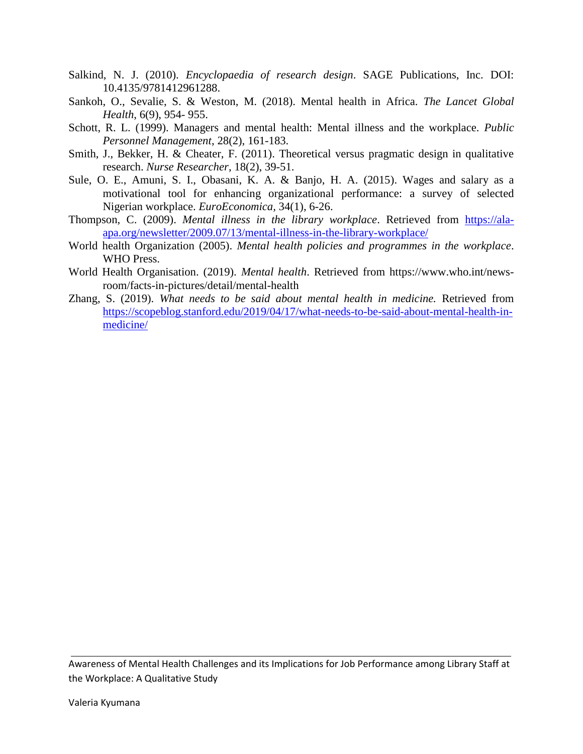Salkind, N. J. (2010). *Encyclopaedia of research design*. SAGE Publications, Inc. DOI: 10.4135/9781412961288.

Sankoh, O., Sevalie, S. & Weston, M. (2018). Mental health in Africa. *The Lancet Global Health*, 6(9), 954- 955.

Schott, R. L. (1999). Managers and mental health: Mental illness and the workplace. *Public Personnel Management*, 28(2), 161-183.

Smith, J., Bekker, H. & Cheater, F. (2011). Theoretical versus pragmatic design in qualitative research. *Nurse Researcher*, 18(2), 39-51.

Sule, O. E., Amuni, S. I., Obasani, K. A. & Banjo, H. A. (2015). Wages and salary as a motivational tool for enhancing organizational performance: a survey of selected Nigerian workplace. *EuroEconomica*, 34(1), 6-26.

Thompson, C. (2009). *Mental illness in the library workplace*. Retrieved from [https://ala-apa.org/newsletter/2009.07/13/mental-illness-in-the-library-workplace/](https://ala-apa.org/newsletter/2009.07/13/mental-illness-in-the-library-workplace/)

World health Organization (2005). *Mental health policies and programmes in the workplace*. WHO Press.

World Health Organisation. (2019). *Mental health*. Retrieved from https://www.who.int/news-room/facts-in-pictures/detail/mental-health

Zhang, S. (2019). *What needs to be said about mental health in medicine.* Retrieved from [https://scopeblog.stanford.edu/2019/04/17/what-needs-to-be-said-about-mental-health-in-medicine/](https://scopeblog.stanford.edu/2019/04/17/what-needs-to-be-said-about-mental-health-in-medicine/)